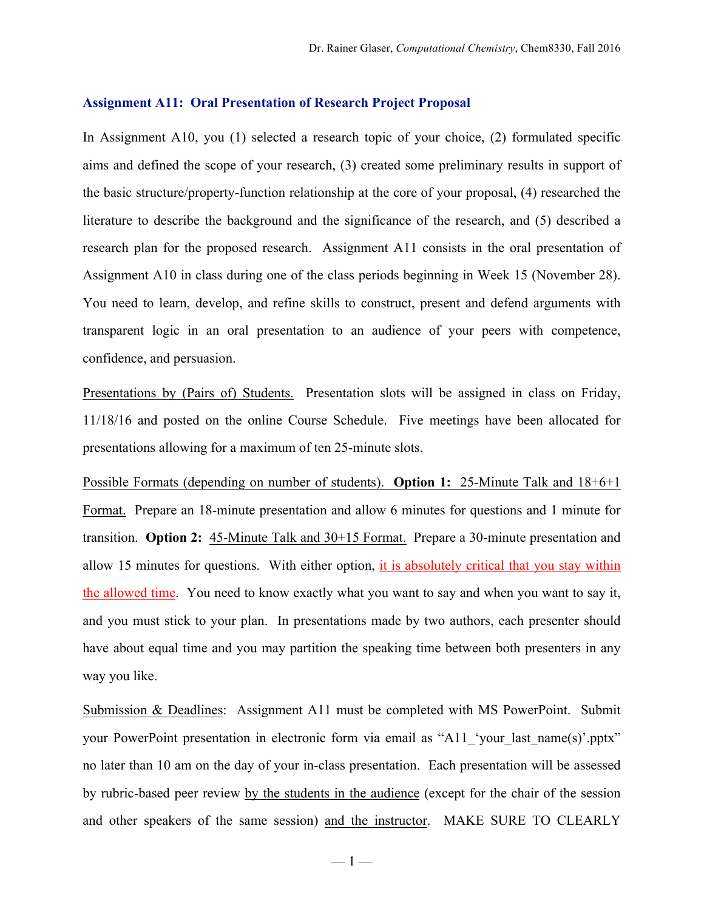## Assignment A11: Oral Presentation of Research Project Proposal

In Assignment A10, you (1) selected a research topic of your choice, (2) formulated specific aims and defined the scope of your research, (3) created some preliminary results in support of the basic structure/property-function relationship at the core of your proposal, (4) researched the literature to describe the background and the significance of the research, and (5) described a research plan for the proposed research. Assignment A11 consists in the oral presentation of Assignment A10 in class during one of the class periods beginning in Week 15 (November 28). You need to learn, develop, and refine skills to construct, present and defend arguments with transparent logic in an oral presentation to an audience of your peers with competence, confidence, and persuasion.

Presentations by (Pairs of) Students. Presentation slots will be assigned in class on Friday, 11/18/16 and posted on the online Course Schedule. Five meetings have been allocated for presentations allowing for a maximum of ten 25-minute slots.

Possible Formats (depending on number of students). **Option 1:** 25-Minute Talk and 18+6+1 Format. Prepare an 18-minute presentation and allow 6 minutes for questions and 1 minute for transition. **Option 2:** 45-Minute Talk and 30+15 Format. Prepare a 30-minute presentation and allow 15 minutes for questions. With either option, it is absolutely critical that you stay within the allowed time. You need to know exactly what you want to say and when you want to say it, and you must stick to your plan. In presentations made by two authors, each presenter should have about equal time and you may partition the speaking time between both presenters in any way you like.

Submission & Deadlines: Assignment A11 must be completed with MS PowerPoint. Submit your PowerPoint presentation in electronic form via email as "A11_'your_last_name(s)'.pptx" no later than 10 am on the day of your in-class presentation. Each presentation will be assessed by rubric-based peer review by the students in the audience (except for the chair of the session and other speakers of the same session) and the instructor. MAKE SURE TO CLEARLY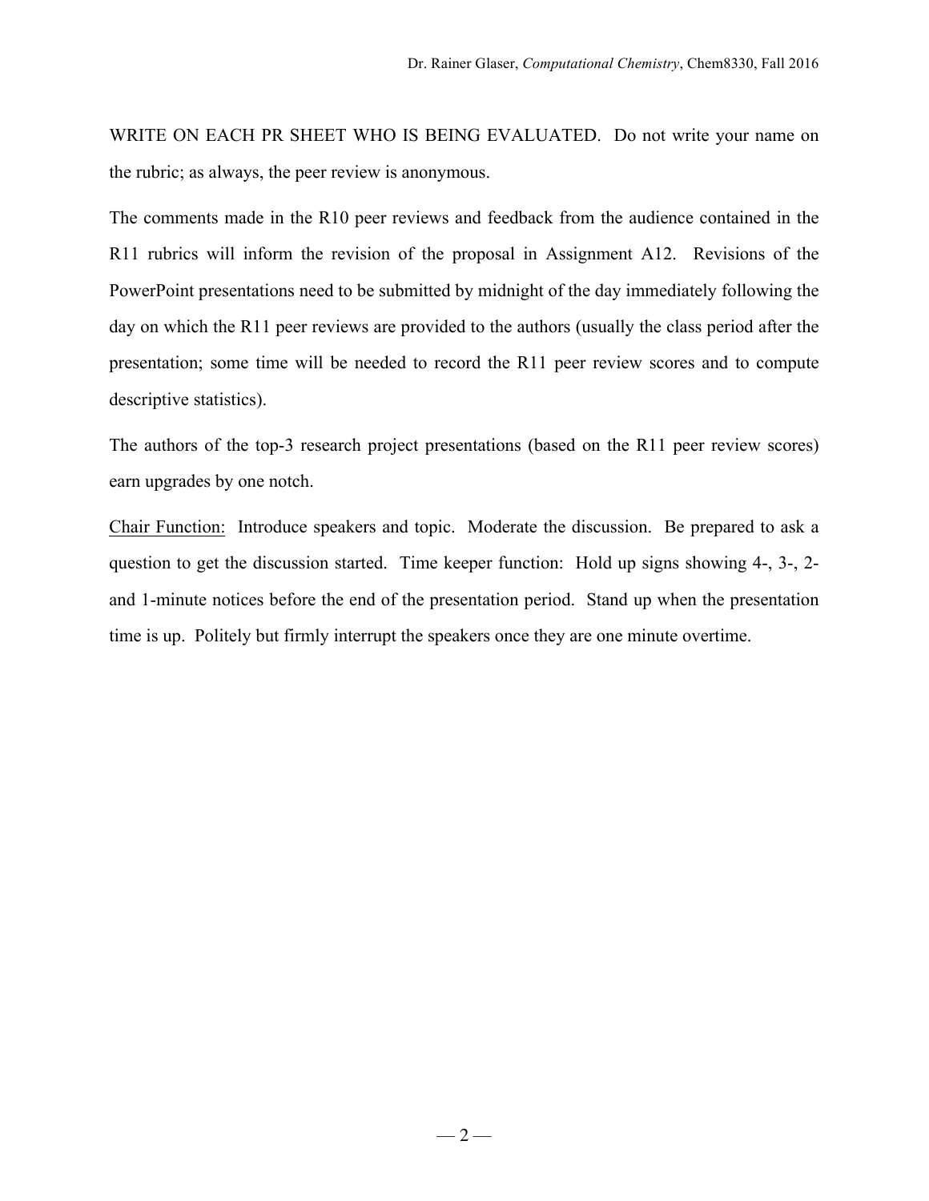WRITE ON EACH PR SHEET WHO IS BEING EVALUATED. Do not write your name on the rubric; as always, the peer review is anonymous.

The comments made in the R10 peer reviews and feedback from the audience contained in the R11 rubrics will inform the revision of the proposal in Assignment A12. Revisions of the PowerPoint presentations need to be submitted by midnight of the day immediately following the day on which the R11 peer reviews are provided to the authors (usually the class period after the presentation; some time will be needed to record the R11 peer review scores and to compute descriptive statistics).

The authors of the top-3 research project presentations (based on the R11 peer review scores) earn upgrades by one notch.

<u>Chair Function:</u> Introduce speakers and topic. Moderate the discussion. Be prepared to ask a question to get the discussion started. Time keeper function: Hold up signs showing 4-, 3-, 2- and 1-minute notices before the end of the presentation period. Stand up when the presentation time is up. Politely but firmly interrupt the speakers once they are one minute overtime.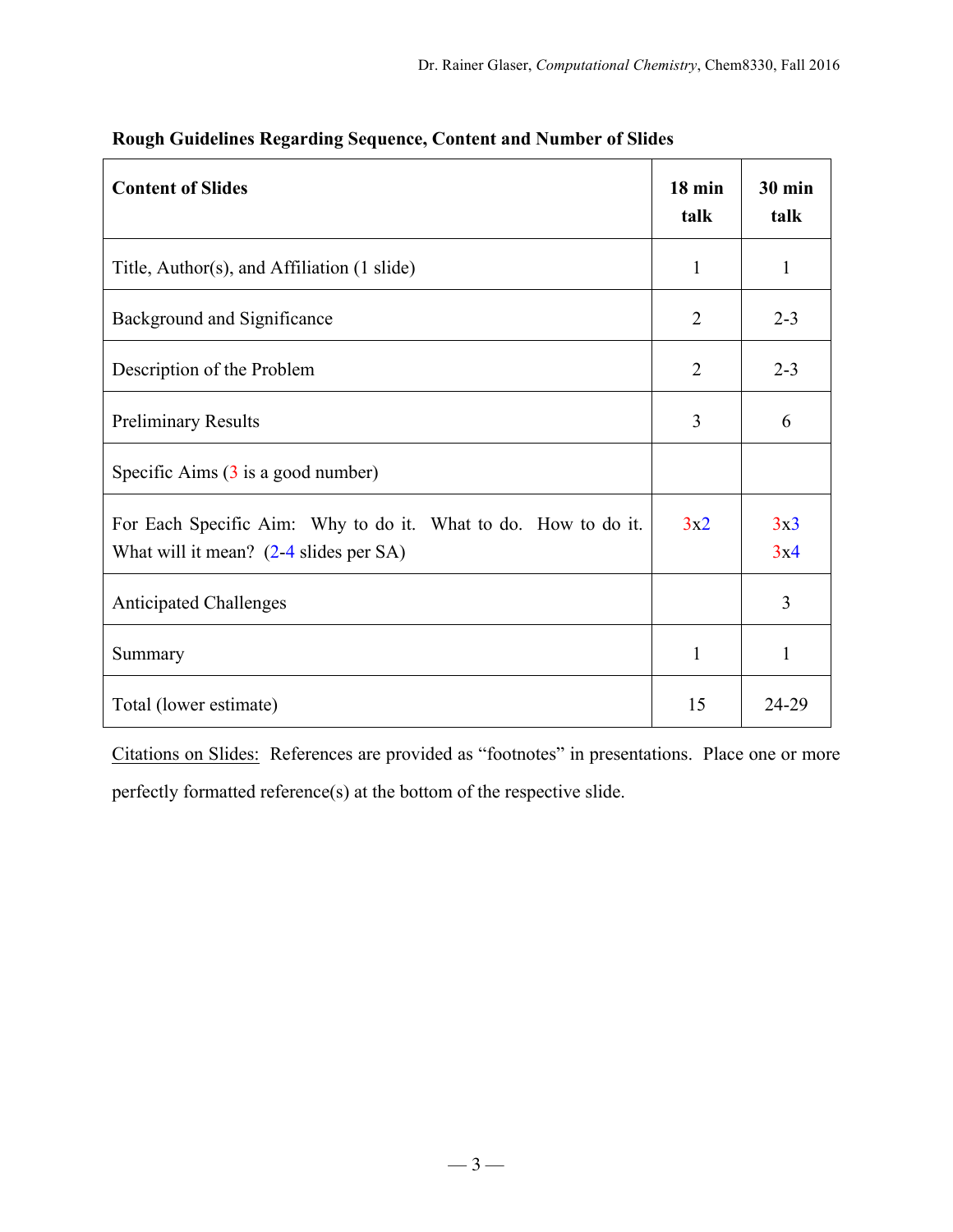**Rough Guidelines Regarding Sequence, Content and Number of Slides**

| Content of Slides | 18 min talk | 30 min talk |
|---|---|---|
| Title, Author(s), and Affiliation (1 slide) | 1 | 1 |
| Background and Significance | 2 | 2-3 |
| Description of the Problem | 2 | 2-3 |
| Preliminary Results | 3 | 6 |
| Specific Aims (3 is a good number) | | |
| For Each Specific Aim: Why to do it. What to do. How to do it. What will it mean? (2-4 slides per SA) | 3x2 | 3x3<br>3x4 |
| Anticipated Challenges | | 3 |
| Summary | 1 | 1 |
| Total (lower estimate) | 15 | 24-29 |

Citations on Slides: References are provided as "footnotes" in presentations. Place one or more perfectly formatted reference(s) at the bottom of the respective slide.